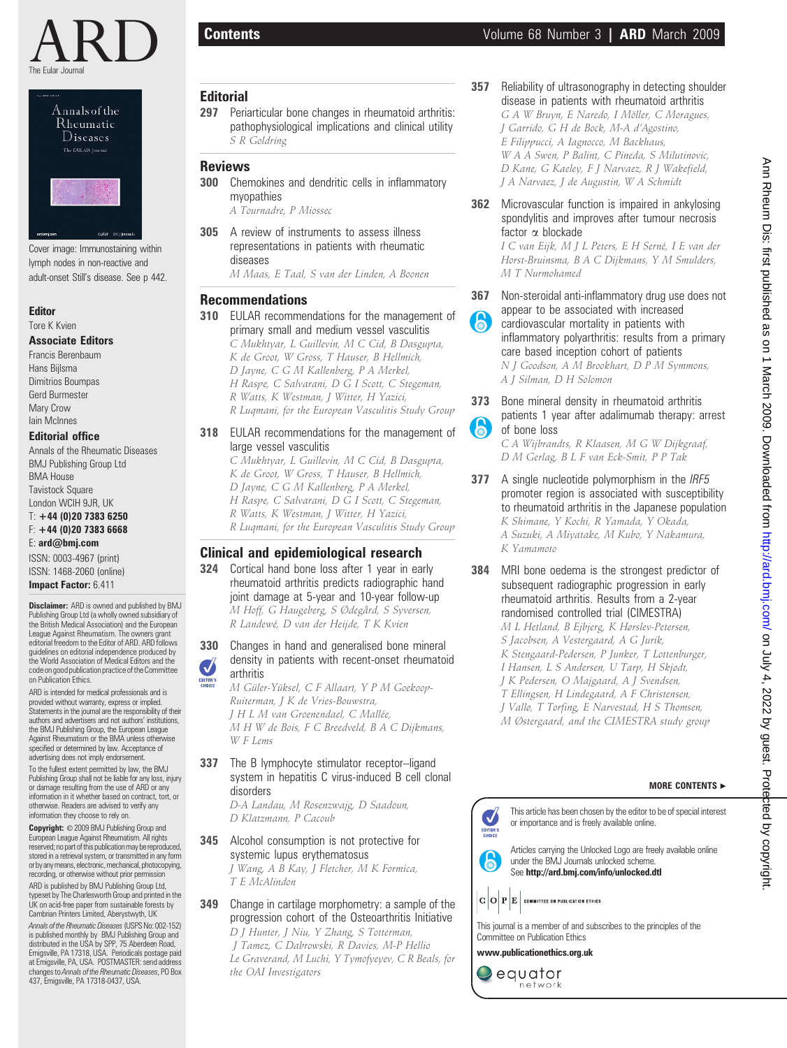# ARD

The Eular Journal

Cover image: Immunostaining within lymph nodes in non-reactive and adult-onset Still's disease. See p 442.

**Editor**

Tore K Kvien

**Associate Editors**

Francis Berenbaum
Hans Bijlsma
Dimitrios Boumpas
Gerd Burmester
Mary Crow
Iain McInnes

**Editorial office**

Annals of the Rheumatic Diseases
BMJ Publishing Group Ltd
BMA House
Tavistock Square
London WCIH 9JR, UK
T: **+44 (0)20 7383 6250**
F: **+44 (0)20 7383 6668**
E: **ard@bmj.com**
ISSN: 0003-4967 (print)
ISSN: 1468-2060 (online)
**Impact Factor:** 6.411

**Disclaimer:** ARD is owned and published by BMJ Publishing Group Ltd (a wholly owned subsidiary of the British Medical Association) and the European League Against Rheumatism. The owners grant editorial freedom to the Editor of ARD. ARD follows guidelines on editorial independence produced by the World Association of Medical Editors and the code on good publication practice of the Committee on Publication Ethics.

ARD is intended for medical professionals and is provided without warranty, express or implied. Statements in the journal are the responsibility of their authors and advertisers and not authors' institutions, the BMJ Publishing Group, the European League Against Rheumatism or the BMA unless otherwise specified or determined by law. Acceptance of advertising does not imply endorsement.

To the fullest extent permitted by law, the BMJ Publishing Group shall not be liable for any loss, injury or damage resulting from the use of ARD or any information in it whether based on contract, tort, or otherwise. Readers are advised to verify any information they choose to rely on.

**Copyright:** © 2009 BMJ Publishing Group and European League Against Rheumatism. All rights reserved; no part of this publication may be reproduced, stored in a retrieval system, or transmitted in any form or by any means, electronic, mechanical, photocopying, recording, or otherwise without prior permission

ARD is published by BMJ Publishing Group Ltd, typeset by The Charlesworth Group and printed in the UK on acid-free paper from sustainable forests by Cambrian Printers Limited, Aberystwyth, UK

*Annals of the Rheumatic Diseases* (USPS No: 002-152) is published monthly by BMJ Publishing Group and distributed in the USA by SPP, 75 Aberdeen Road, Emigsville, PA 17318, USA. Periodicals postage paid at Emigsville, PA, USA. POSTMASTER: send address changes to *Annals of the Rheumatic Diseases*, PO Box 437, Emigsville, PA 17318-0437, USA.

## Contents

## Editorial

**297** Periarticular bone changes in rheumatoid arthritis: pathophysiological implications and clinical utility
*S R Goldring*

## Reviews

**300** Chemokines and dendritic cells in inflammatory myopathies
*A Tournadre, P Miossec*

**305** A review of instruments to assess illness representations in patients with rheumatic diseases
*M Maas, E Taal, S van der Linden, A Boonen*

## Recommendations

**310** EULAR recommendations for the management of primary small and medium vessel vasculitis
*C Mukhtyar, L Guillevin, M C Cid, B Dasgupta, K de Groot, W Gross, T Hauser, B Hellmich, D Jayne, C G M Kallenberg, P A Merkel, H Raspe, C Salvarani, D G I Scott, C Stegeman, R Watts, K Westman, J Witter, H Yazici, R Luqmani, for the European Vasculitis Study Group*

**318** EULAR recommendations for the management of large vessel vasculitis
*C Mukhtyar, L Guillevin, M C Cid, B Dasgupta, K de Groot, W Gross, T Hauser, B Hellmich, D Jayne, C G M Kallenberg, P A Merkel, H Raspe, C Salvarani, D G I Scott, C Stegeman, R Watts, K Westman, J Witter, H Yazici, R Luqmani, for the European Vasculitis Study Group*

## Clinical and epidemiological research

**324** Cortical hand bone loss after 1 year in early rheumatoid arthritis predicts radiographic hand joint damage at 5-year and 10-year follow-up
*M Hoff, G Haugeberg, S Ødegård, S Syversen, R Landewé, D van der Heijde, T K Kvien*

**330** Changes in hand and generalised bone mineral density in patients with recent-onset rheumatoid arthritis (Editor's Choice)
*M Güler-Yüksel, C F Allaart, Y P M Goekoop-Ruiterman, J K de Vries-Bouwstra, J H L M van Groenendael, C Mallée, M H W de Bois, F C Breedveld, B A C Dijkmans, W F Lems*

**337** The B lymphocyte stimulator receptor–ligand system in hepatitis C virus-induced B cell clonal disorders
*D-A Landau, M Rosenzwajg, D Saadoun, D Klatzmann, P Cacoub*

**345** Alcohol consumption is not protective for systemic lupus erythematosus
*J Wang, A B Kay, J Fletcher, M K Formica, T E McAlindon*

**349** Change in cartilage morphometry: a sample of the progression cohort of the Osteoarthritis Initiative
*D J Hunter, J Niu, Y Zhang, S Totterman, J Tamez, C Dabrowski, R Davies, M-P Hellio Le Graverand, M Luchi, Y Tymofyeyev, C R Beals, for the OAI Investigators*

**357** Reliability of ultrasonography in detecting shoulder disease in patients with rheumatoid arthritis
*G A W Bruyn, E Naredo, I Möller, C Moragues, J Garrido, G H de Bock, M-A d'Agostino, E Filippucci, A Iagnocco, M Backhaus, W A A Swen, P Balint, C Pineda, S Milutinovic, D Kane, G Kaeley, F J Narvaez, R J Wakefield, J A Narvaez, J de Augustin, W A Schmidt*

**362** Microvascular function is impaired in ankylosing spondylitis and improves after tumour necrosis factor α blockade
*I C van Eijk, M J L Peters, E H Serné, I E van der Horst-Bruinsma, B A C Dijkmans, Y M Smulders, M T Nurmohamed*

**367** Non-steroidal anti-inflammatory drug use does not appear to be associated with increased cardiovascular mortality in patients with inflammatory polyarthritis: results from a primary care based inception cohort of patients (Unlocked)
*N J Goodson, A M Brookhart, D P M Symmons, A J Silman, D H Solomon*

**373** Bone mineral density in rheumatoid arthritis patients 1 year after adalimumab therapy: arrest of bone loss (Unlocked)
*C A Wijbrandts, R Klaasen, M G W Dijkgraaf, D M Gerlag, B L F van Eck-Smit, P P Tak*

**377** A single nucleotide polymorphism in the *IRF5* promoter region is associated with susceptibility to rheumatoid arthritis in the Japanese population
*K Shimane, Y Kochi, R Yamada, Y Okada, A Suzuki, A Miyatake, M Kubo, Y Nakamura, K Yamamoto*

**384** MRI bone oedema is the strongest predictor of subsequent radiographic progression in early rheumatoid arthritis. Results from a 2-year randomised controlled trial (CIMESTRA)
*M L Hetland, B Ejbjerg, K Hørslev-Petersen, S Jacobsen, A Vestergaard, A G Jurik, K Stengaard-Pedersen, P Junker, T Lottenburger, I Hansen, L S Andersen, U Tarp, H Skjødt, J K Pedersen, O Majgaard, A J Svendsen, T Ellingsen, H Lindegaard, A F Christensen, J Vallø, T Torfing, E Narvestad, H S Thomsen, M Østergaard, and the CIMESTRA study group*

**MORE CONTENTS ►**

EDITOR'S CHOICE: This article has been chosen by the editor to be of special interest or importance and is freely available online.

Articles carrying the Unlocked Logo are freely available online under the BMJ Journals unlocked scheme. See **http://ard.bmj.com/info/unlocked.dtl**

C O P E — COMMITTEE ON PUBLICATION ETHICS

This journal is a member of and subscribes to the principles of the Committee on Publication Ethics

**www.publicationethics.org.uk**

equator network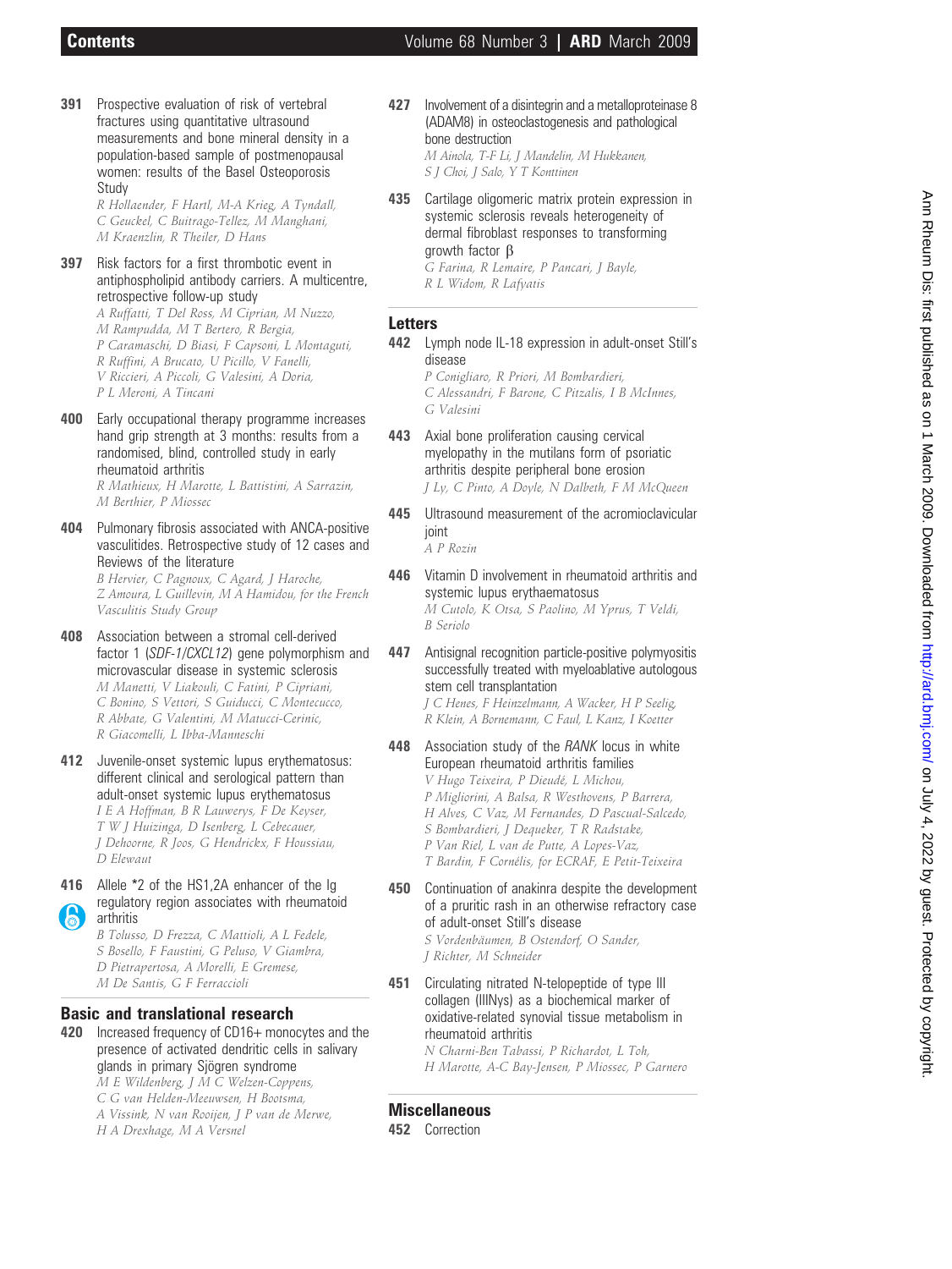## Contents

**391** Prospective evaluation of risk of vertebral fractures using quantitative ultrasound measurements and bone mineral density in a population-based sample of postmenopausal women: results of the Basel Osteoporosis Study
*R Hollaender, F Hartl, M-A Krieg, A Tyndall, C Geuckel, C Buitrago-Tellez, M Manghani, M Kraenzlin, R Theiler, D Hans*

**397** Risk factors for a first thrombotic event in antiphospholipid antibody carriers. A multicentre, retrospective follow-up study
*A Ruffatti, T Del Ross, M Ciprian, M Nuzzo, M Rampudda, M T Bertero, R Bergia, P Caramaschi, D Biasi, F Capsoni, L Montaguti, R Ruffini, A Brucato, U Picillo, V Fanelli, V Riccieri, A Piccoli, G Valesini, A Doria, P L Meroni, A Tincani*

**400** Early occupational therapy programme increases hand grip strength at 3 months: results from a randomised, blind, controlled study in early rheumatoid arthritis
*R Mathieux, H Marotte, L Battistini, A Sarrazin, M Berthier, P Miossec*

**404** Pulmonary fibrosis associated with ANCA-positive vasculitides. Retrospective study of 12 cases and Reviews of the literature
*B Hervier, C Pagnoux, C Agard, J Haroche, Z Amoura, L Guillevin, M A Hamidou, for the French Vasculitis Study Group*

**408** Association between a stromal cell-derived factor 1 (*SDF-1/CXCL12*) gene polymorphism and microvascular disease in systemic sclerosis
*M Manetti, V Liakouli, C Fatini, P Cipriani, C Bonino, S Vettori, S Guiducci, C Montecucco, R Abbate, G Valentini, M Matucci-Cerinic, R Giacomelli, L Ibba-Manneschi*

**412** Juvenile-onset systemic lupus erythematosus: different clinical and serological pattern than adult-onset systemic lupus erythematosus
*I E A Hoffman, B R Lauwerys, F De Keyser, T W J Huizinga, D Isenberg, L Cebecauer, J Dehoorne, R Joos, G Hendrickx, F Houssiau, D Elewaut*

**416** Allele *2 of the HS1,2A enhancer of the Ig regulatory region associates with rheumatoid arthritis
*B Tolusso, D Frezza, C Mattioli, A L Fedele, S Bosello, F Faustini, G Peluso, V Giambra, D Pietrapertosa, A Morelli, E Gremese, M De Santis, G F Ferraccioli*

### Basic and translational research

**420** Increased frequency of CD16+ monocytes and the presence of activated dendritic cells in salivary glands in primary Sjögren syndrome
*M E Wildenberg, J M C Welzen-Coppens, C G van Helden-Meeuwsen, H Bootsma, A Vissink, N van Rooijen, J P van de Merwe, H A Drexhage, M A Versnel*

**427** Involvement of a disintegrin and a metalloproteinase 8 (ADAM8) in osteoclastogenesis and pathological bone destruction
*M Ainola, T-F Li, J Mandelin, M Hukkanen, S J Choi, J Salo, Y T Konttinen*

**435** Cartilage oligomeric matrix protein expression in systemic sclerosis reveals heterogeneity of dermal fibroblast responses to transforming growth factor β
*G Farina, R Lemaire, P Pancari, J Bayle, R L Widom, R Lafyatis*

### Letters

**442** Lymph node IL-18 expression in adult-onset Still's disease
*P Conigliaro, R Priori, M Bombardieri, C Alessandri, F Barone, C Pitzalis, I B McInnes, G Valesini*

**443** Axial bone proliferation causing cervical myelopathy in the mutilans form of psoriatic arthritis despite peripheral bone erosion
*J Ly, C Pinto, A Doyle, N Dalbeth, F M McQueen*

**445** Ultrasound measurement of the acromioclavicular joint
*A P Rozin*

**446** Vitamin D involvement in rheumatoid arthritis and systemic lupus erythaematosus
*M Cutolo, K Otsa, S Paolino, M Yprus, T Veldi, B Seriolo*

**447** Antisignal recognition particle-positive polymyositis successfully treated with myeloablative autologous stem cell transplantation
*J C Henes, F Heinzelmann, A Wacker, H P Seelig, R Klein, A Bornemann, C Faul, L Kanz, I Koetter*

**448** Association study of the *RANK* locus in white European rheumatoid arthritis families
*V Hugo Teixeira, P Dieudé, L Michou, P Migliorini, A Balsa, R Westhovens, P Barrera, H Alves, C Vaz, M Fernandes, D Pascual-Salcedo, S Bombardieri, J Dequeker, T R Radstake, P Van Riel, L van de Putte, A Lopes-Vaz, T Bardin, F Cornélis, for ECRAF, E Petit-Teixeira*

**450** Continuation of anakinra despite the development of a pruritic rash in an otherwise refractory case of adult-onset Still's disease
*S Vordenbäumen, B Ostendorf, O Sander, J Richter, M Schneider*

**451** Circulating nitrated N-telopeptide of type III collagen (IIINys) as a biochemical marker of oxidative-related synovial tissue metabolism in rheumatoid arthritis
*N Charni-Ben Tabassi, P Richardot, L Toh, H Marotte, A-C Bay-Jensen, P Miossec, P Garnero*

### Miscellaneous

**452** Correction